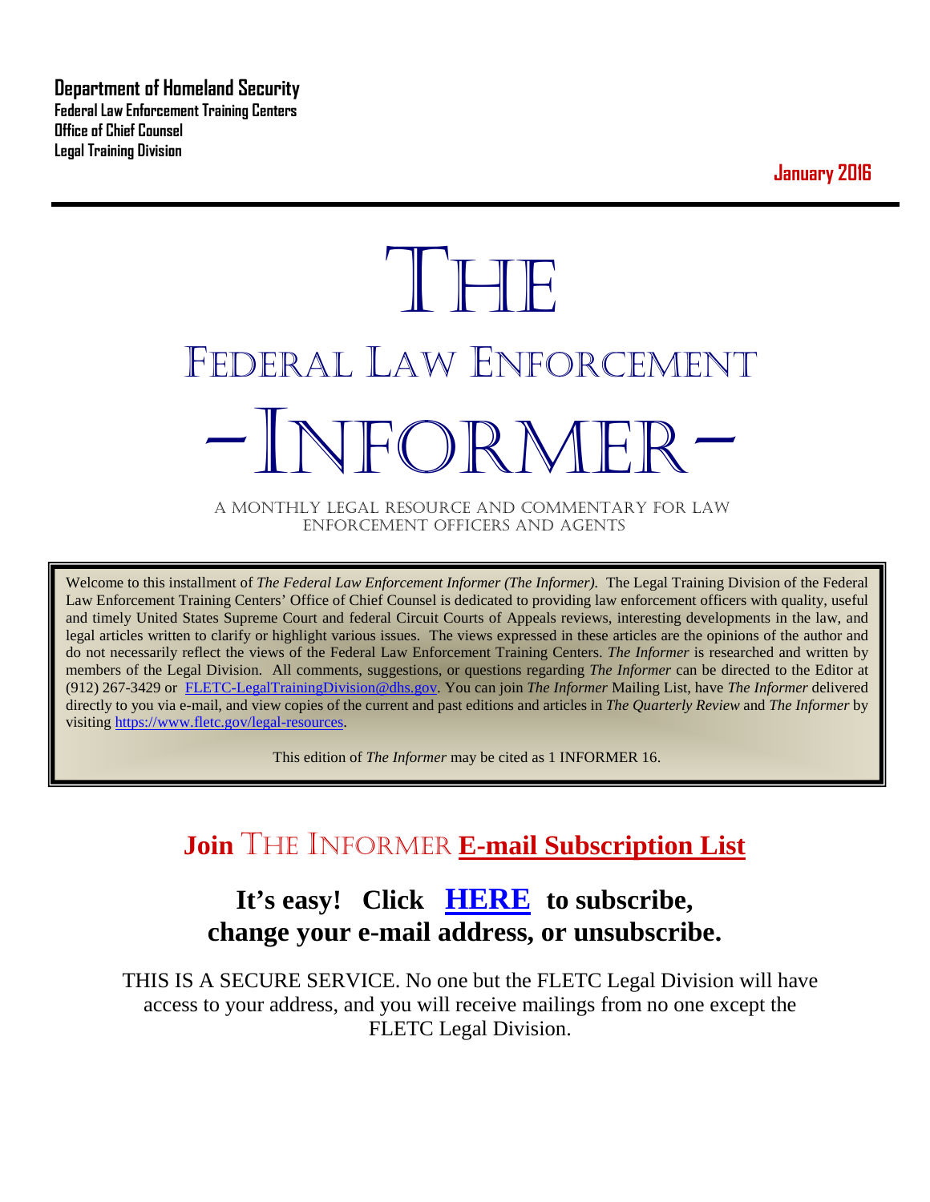**Department of Homeland Security**
**Federal Law Enforcement Training Centers**
**Office of Chief Counsel**
**Legal Training Division**

**January 2016**

---

# THE
# FEDERAL LAW ENFORCEMENT
# –INFORMER–

A MONTHLY LEGAL RESOURCE AND COMMENTARY FOR LAW ENFORCEMENT OFFICERS AND AGENTS

Welcome to this installment of *The Federal Law Enforcement Informer (The Informer).* The Legal Training Division of the Federal Law Enforcement Training Centers' Office of Chief Counsel is dedicated to providing law enforcement officers with quality, useful and timely United States Supreme Court and federal Circuit Courts of Appeals reviews, interesting developments in the law, and legal articles written to clarify or highlight various issues. The views expressed in these articles are the opinions of the author and do not necessarily reflect the views of the Federal Law Enforcement Training Centers. *The Informer* is researched and written by members of the Legal Division. All comments, suggestions, or questions regarding *The Informer* can be directed to the Editor at (912) 267-3429 or FLETC-LegalTrainingDivision@dhs.gov. You can join *The Informer* Mailing List, have *The Informer* delivered directly to you via e-mail, and view copies of the current and past editions and articles in *The Quarterly Review* and *The Informer* by visiting https://www.fletc.gov/legal-resources.

This edition of *The Informer* may be cited as 1 INFORMER 16.

## Join THE INFORMER E-mail Subscription List

### It's easy! Click HERE to subscribe, change your e-mail address, or unsubscribe.

THIS IS A SECURE SERVICE. No one but the FLETC Legal Division will have access to your address, and you will receive mailings from no one except the FLETC Legal Division.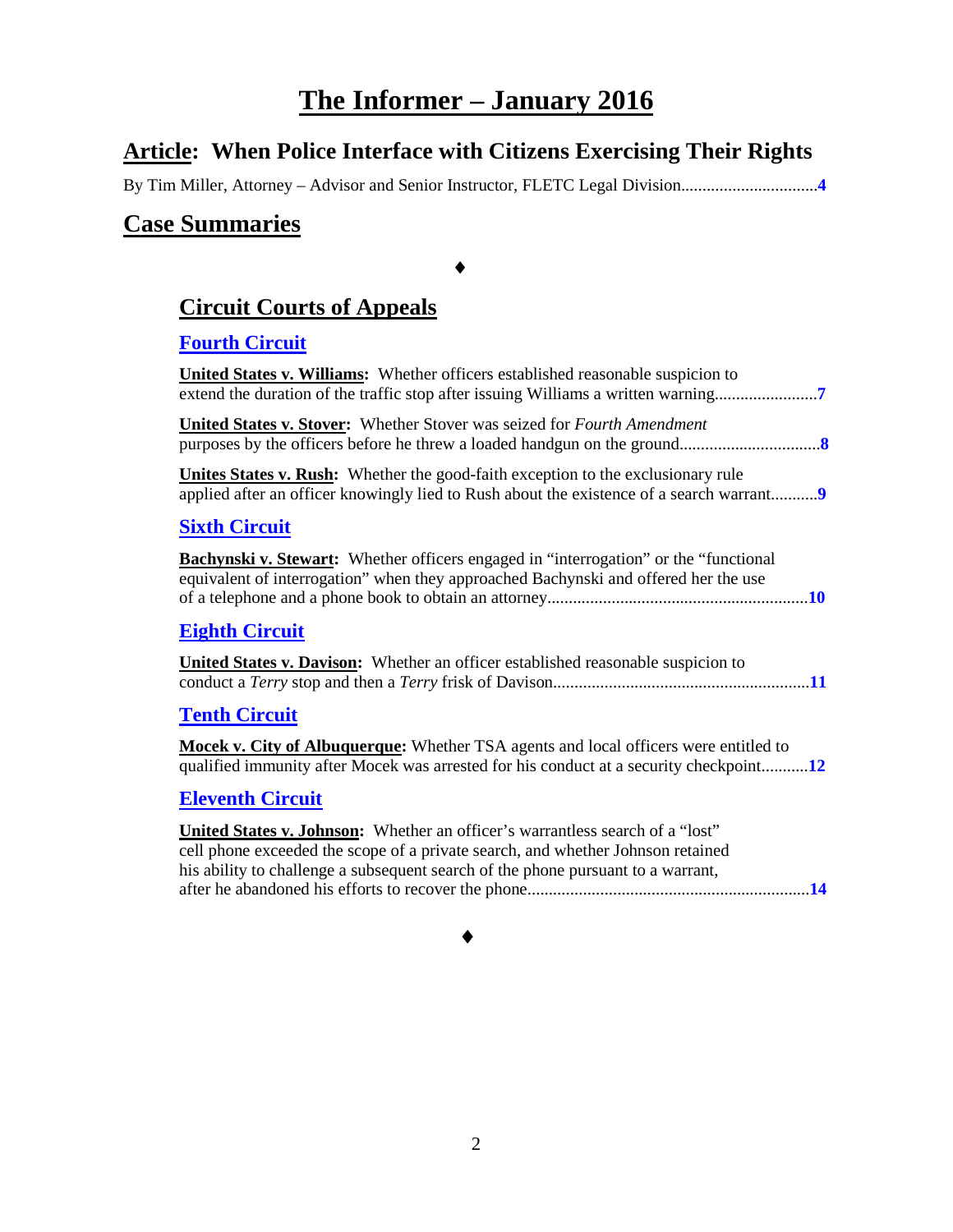# The Informer – January 2016

## Article: When Police Interface with Citizens Exercising Their Rights

By Tim Miller, Attorney – Advisor and Senior Instructor, FLETC Legal Division................................**4**

## Case Summaries

♦

### Circuit Courts of Appeals

#### Fourth Circuit

**United States v. Williams:** Whether officers established reasonable suspicion to extend the duration of the traffic stop after issuing Williams a written warning........................**7**

**United States v. Stover:** Whether Stover was seized for *Fourth Amendment* purposes by the officers before he threw a loaded handgun on the ground................................**8**

**Unites States v. Rush:** Whether the good-faith exception to the exclusionary rule applied after an officer knowingly lied to Rush about the existence of a search warrant...........**9**

#### Sixth Circuit

**Bachynski v. Stewart:** Whether officers engaged in "interrogation" or the "functional equivalent of interrogation" when they approached Bachynski and offered her the use of a telephone and a phone book to obtain an attorney............................................................**10**

#### Eighth Circuit

**United States v. Davison:** Whether an officer established reasonable suspicion to conduct a *Terry* stop and then a *Terry* frisk of Davison............................................................**11**

#### Tenth Circuit

**Mocek v. City of Albuquerque:** Whether TSA agents and local officers were entitled to qualified immunity after Mocek was arrested for his conduct at a security checkpoint...........**12**

#### Eleventh Circuit

**United States v. Johnson:** Whether an officer's warrantless search of a "lost" cell phone exceeded the scope of a private search, and whether Johnson retained his ability to challenge a subsequent search of the phone pursuant to a warrant, after he abandoned his efforts to recover the phone.................................................................**14**

♦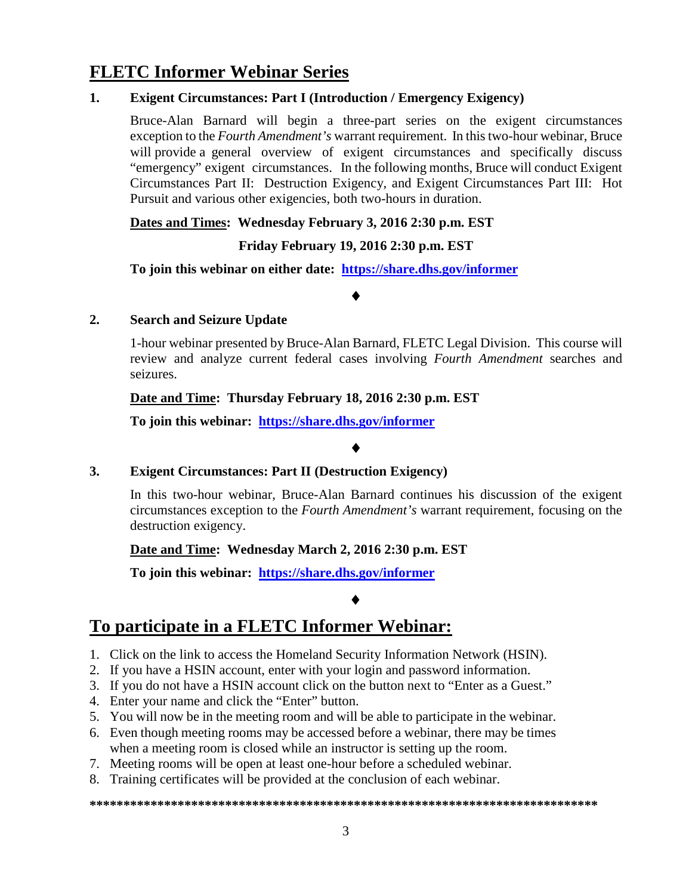## FLETC Informer Webinar Series

**1. Exigent Circumstances: Part I (Introduction / Emergency Exigency)**

Bruce-Alan Barnard will begin a three-part series on the exigent circumstances exception to the *Fourth Amendment's* warrant requirement. In this two-hour webinar, Bruce will provide a general overview of exigent circumstances and specifically discuss "emergency" exigent circumstances. In the following months, Bruce will conduct Exigent Circumstances Part II: Destruction Exigency, and Exigent Circumstances Part III: Hot Pursuit and various other exigencies, both two-hours in duration.

**Dates and Times: Wednesday February 3, 2016 2:30 p.m. EST**

**Friday February 19, 2016 2:30 p.m. EST**

**To join this webinar on either date: https://share.dhs.gov/informer**

♦

**2. Search and Seizure Update**

1-hour webinar presented by Bruce-Alan Barnard, FLETC Legal Division. This course will review and analyze current federal cases involving *Fourth Amendment* searches and seizures.

**Date and Time: Thursday February 18, 2016 2:30 p.m. EST**

**To join this webinar: https://share.dhs.gov/informer**

♦

**3. Exigent Circumstances: Part II (Destruction Exigency)**

In this two-hour webinar, Bruce-Alan Barnard continues his discussion of the exigent circumstances exception to the *Fourth Amendment's* warrant requirement, focusing on the destruction exigency.

**Date and Time: Wednesday March 2, 2016 2:30 p.m. EST**

**To join this webinar: https://share.dhs.gov/informer**

♦

## To participate in a FLETC Informer Webinar:

1. Click on the link to access the Homeland Security Information Network (HSIN).
2. If you have a HSIN account, enter with your login and password information.
3. If you do not have a HSIN account click on the button next to "Enter as a Guest."
4. Enter your name and click the "Enter" button.
5. You will now be in the meeting room and will be able to participate in the webinar.
6. Even though meeting rooms may be accessed before a webinar, there may be times when a meeting room is closed while an instructor is setting up the room.
7. Meeting rooms will be open at least one-hour before a scheduled webinar.
8. Training certificates will be provided at the conclusion of each webinar.

******************************************************************************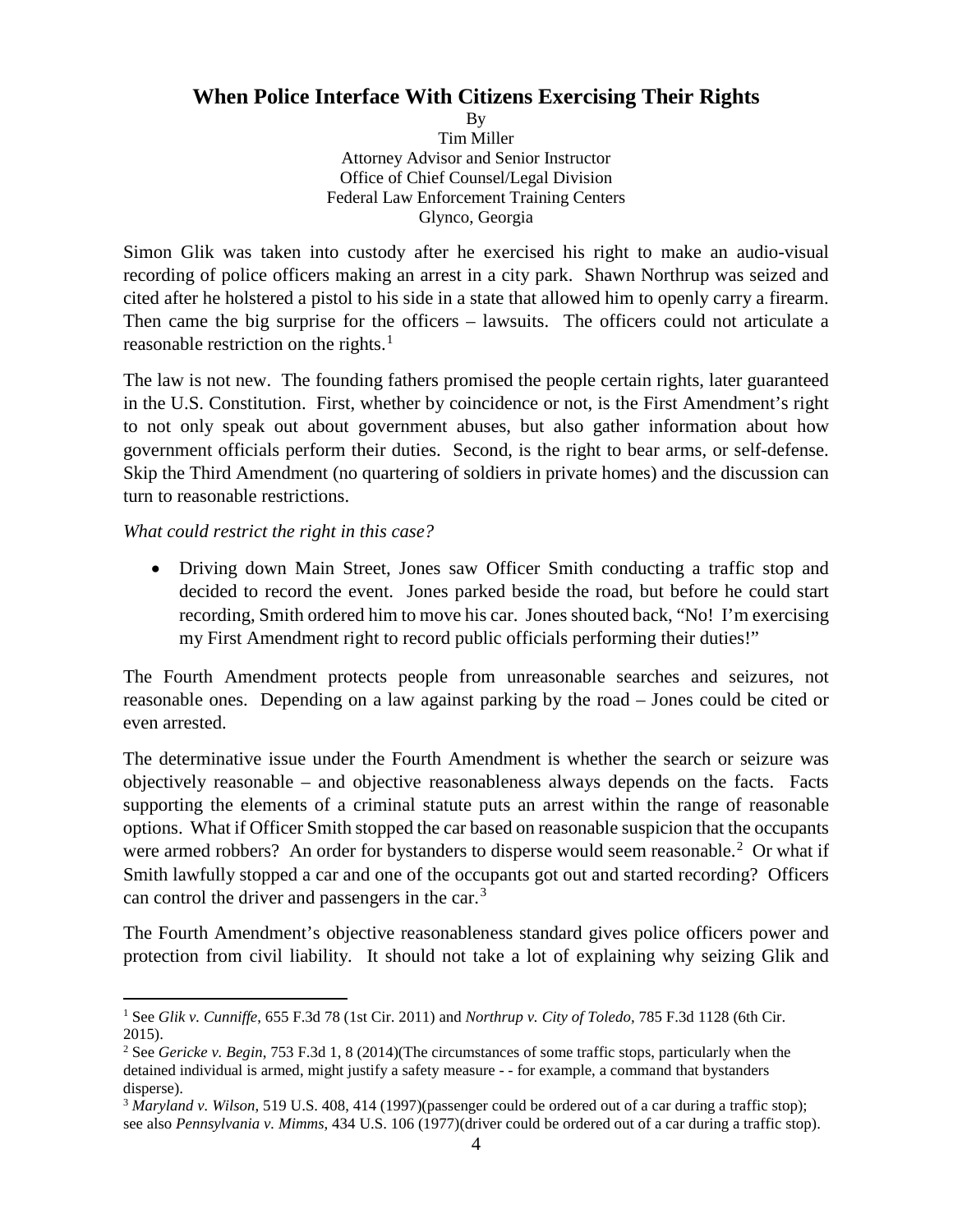# When Police Interface With Citizens Exercising Their Rights

By
Tim Miller
Attorney Advisor and Senior Instructor
Office of Chief Counsel/Legal Division
Federal Law Enforcement Training Centers
Glynco, Georgia

Simon Glik was taken into custody after he exercised his right to make an audio-visual recording of police officers making an arrest in a city park. Shawn Northrup was seized and cited after he holstered a pistol to his side in a state that allowed him to openly carry a firearm. Then came the big surprise for the officers – lawsuits. The officers could not articulate a reasonable restriction on the rights.[1]

The law is not new. The founding fathers promised the people certain rights, later guaranteed in the U.S. Constitution. First, whether by coincidence or not, is the First Amendment's right to not only speak out about government abuses, but also gather information about how government officials perform their duties. Second, is the right to bear arms, or self-defense. Skip the Third Amendment (no quartering of soldiers in private homes) and the discussion can turn to reasonable restrictions.

*What could restrict the right in this case?*

- Driving down Main Street, Jones saw Officer Smith conducting a traffic stop and decided to record the event. Jones parked beside the road, but before he could start recording, Smith ordered him to move his car. Jones shouted back, "No! I'm exercising my First Amendment right to record public officials performing their duties!"

The Fourth Amendment protects people from unreasonable searches and seizures, not reasonable ones. Depending on a law against parking by the road – Jones could be cited or even arrested.

The determinative issue under the Fourth Amendment is whether the search or seizure was objectively reasonable – and objective reasonableness always depends on the facts. Facts supporting the elements of a criminal statute puts an arrest within the range of reasonable options. What if Officer Smith stopped the car based on reasonable suspicion that the occupants were armed robbers? An order for bystanders to disperse would seem reasonable.[2] Or what if Smith lawfully stopped a car and one of the occupants got out and started recording? Officers can control the driver and passengers in the car.[3]

The Fourth Amendment's objective reasonableness standard gives police officers power and protection from civil liability. It should not take a lot of explaining why seizing Glik and

---

[1] See *Glik v. Cunniffe*, 655 F.3d 78 (1st Cir. 2011) and *Northrup v. City of Toledo*, 785 F.3d 1128 (6th Cir. 2015).

[2] See *Gericke v. Begin*, 753 F.3d 1, 8 (2014)(The circumstances of some traffic stops, particularly when the detained individual is armed, might justify a safety measure - - for example, a command that bystanders disperse).

[3] *Maryland v. Wilson*, 519 U.S. 408, 414 (1997)(passenger could be ordered out of a car during a traffic stop); see also *Pennsylvania v. Mimms*, 434 U.S. 106 (1977)(driver could be ordered out of a car during a traffic stop).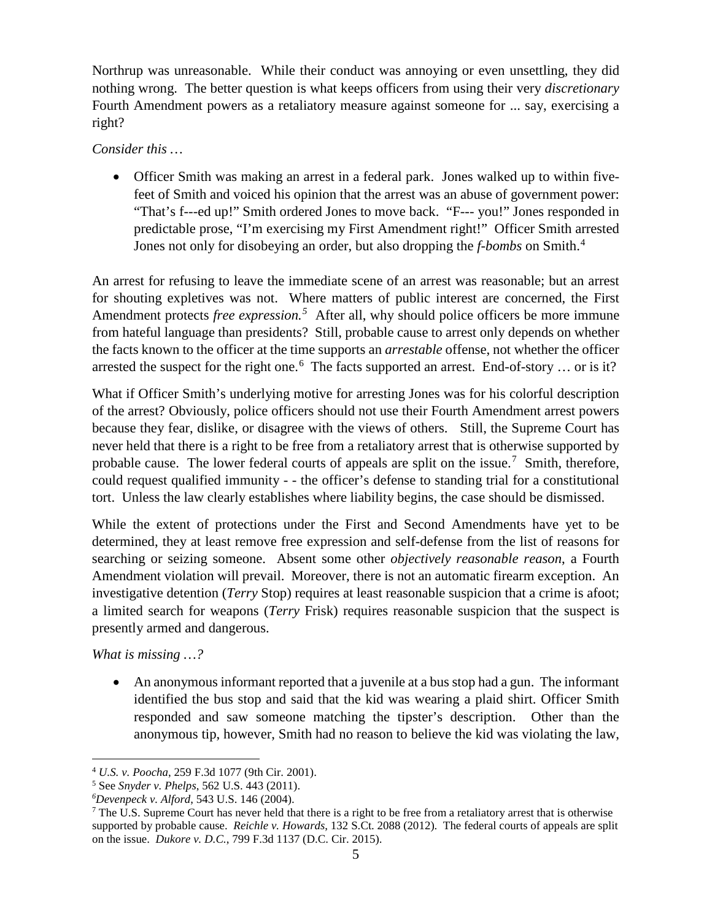Northrup was unreasonable. While their conduct was annoying or even unsettling, they did nothing wrong. The better question is what keeps officers from using their very *discretionary* Fourth Amendment powers as a retaliatory measure against someone for ... say, exercising a right?

*Consider this …*

- Officer Smith was making an arrest in a federal park. Jones walked up to within five-feet of Smith and voiced his opinion that the arrest was an abuse of government power: "That's f---ed up!" Smith ordered Jones to move back. "F--- you!" Jones responded in predictable prose, "I'm exercising my First Amendment right!" Officer Smith arrested Jones not only for disobeying an order, but also dropping the *f-bombs* on Smith.[4]

An arrest for refusing to leave the immediate scene of an arrest was reasonable; but an arrest for shouting expletives was not. Where matters of public interest are concerned, the First Amendment protects *free expression.*[5] After all, why should police officers be more immune from hateful language than presidents? Still, probable cause to arrest only depends on whether the facts known to the officer at the time supports an *arrestable* offense, not whether the officer arrested the suspect for the right one.[6] The facts supported an arrest. End-of-story … or is it?

What if Officer Smith's underlying motive for arresting Jones was for his colorful description of the arrest? Obviously, police officers should not use their Fourth Amendment arrest powers because they fear, dislike, or disagree with the views of others. Still, the Supreme Court has never held that there is a right to be free from a retaliatory arrest that is otherwise supported by probable cause. The lower federal courts of appeals are split on the issue.[7] Smith, therefore, could request qualified immunity - - the officer's defense to standing trial for a constitutional tort. Unless the law clearly establishes where liability begins, the case should be dismissed.

While the extent of protections under the First and Second Amendments have yet to be determined, they at least remove free expression and self-defense from the list of reasons for searching or seizing someone. Absent some other *objectively reasonable reason*, a Fourth Amendment violation will prevail. Moreover, there is not an automatic firearm exception. An investigative detention (*Terry* Stop) requires at least reasonable suspicion that a crime is afoot; a limited search for weapons (*Terry* Frisk) requires reasonable suspicion that the suspect is presently armed and dangerous.

*What is missing …?*

- An anonymous informant reported that a juvenile at a bus stop had a gun. The informant identified the bus stop and said that the kid was wearing a plaid shirt. Officer Smith responded and saw someone matching the tipster's description. Other than the anonymous tip, however, Smith had no reason to believe the kid was violating the law,

---

[4] *U.S. v. Poocha*, 259 F.3d 1077 (9th Cir. 2001).

[5] See *Snyder v. Phelps*, 562 U.S. 443 (2011).

[6] *Devenpeck v. Alford*, 543 U.S. 146 (2004).

[7] The U.S. Supreme Court has never held that there is a right to be free from a retaliatory arrest that is otherwise supported by probable cause. *Reichle v. Howards*, 132 S.Ct. 2088 (2012). The federal courts of appeals are split on the issue. *Dukore v. D.C.*, 799 F.3d 1137 (D.C. Cir. 2015).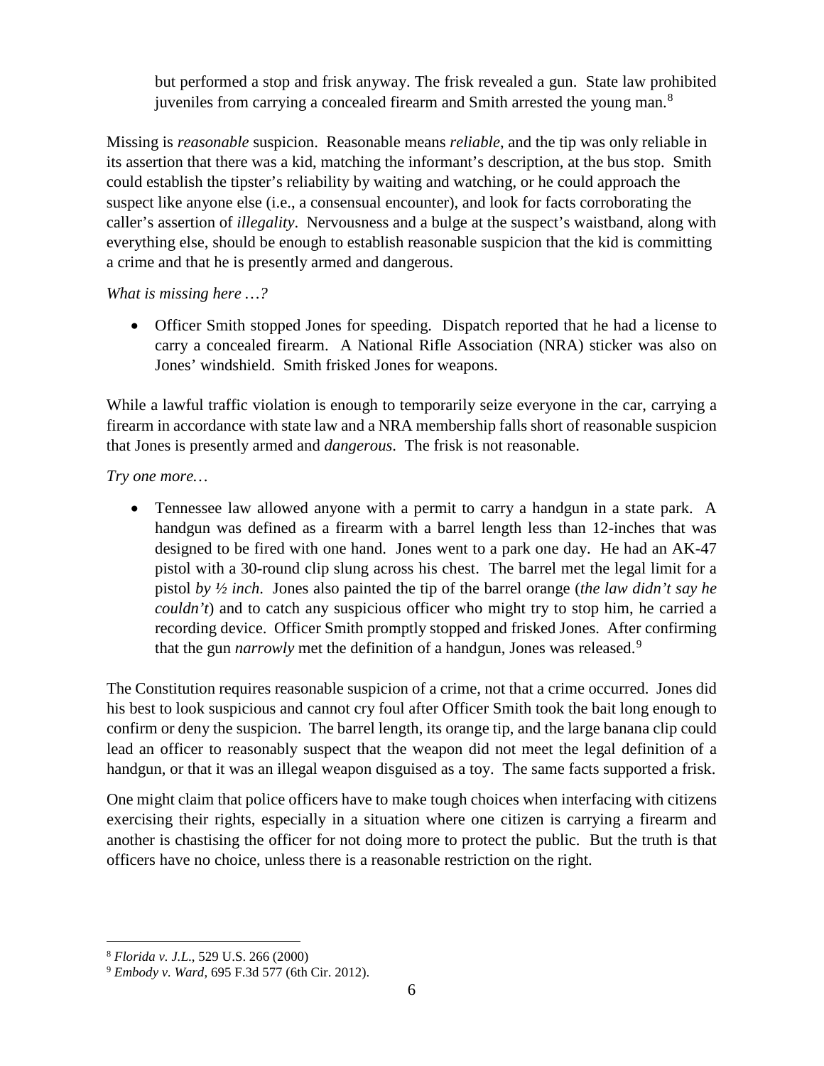but performed a stop and frisk anyway. The frisk revealed a gun. State law prohibited juveniles from carrying a concealed firearm and Smith arrested the young man.[8]

Missing is *reasonable* suspicion. Reasonable means *reliable*, and the tip was only reliable in its assertion that there was a kid, matching the informant's description, at the bus stop. Smith could establish the tipster's reliability by waiting and watching, or he could approach the suspect like anyone else (i.e., a consensual encounter), and look for facts corroborating the caller's assertion of *illegality*. Nervousness and a bulge at the suspect's waistband, along with everything else, should be enough to establish reasonable suspicion that the kid is committing a crime and that he is presently armed and dangerous.

*What is missing here …?*

- Officer Smith stopped Jones for speeding. Dispatch reported that he had a license to carry a concealed firearm. A National Rifle Association (NRA) sticker was also on Jones' windshield. Smith frisked Jones for weapons.

While a lawful traffic violation is enough to temporarily seize everyone in the car, carrying a firearm in accordance with state law and a NRA membership falls short of reasonable suspicion that Jones is presently armed and *dangerous*. The frisk is not reasonable.

*Try one more…*

- Tennessee law allowed anyone with a permit to carry a handgun in a state park. A handgun was defined as a firearm with a barrel length less than 12-inches that was designed to be fired with one hand. Jones went to a park one day. He had an AK-47 pistol with a 30-round clip slung across his chest. The barrel met the legal limit for a pistol *by ½ inch*. Jones also painted the tip of the barrel orange (*the law didn't say he couldn't*) and to catch any suspicious officer who might try to stop him, he carried a recording device. Officer Smith promptly stopped and frisked Jones. After confirming that the gun *narrowly* met the definition of a handgun, Jones was released.[9]

The Constitution requires reasonable suspicion of a crime, not that a crime occurred. Jones did his best to look suspicious and cannot cry foul after Officer Smith took the bait long enough to confirm or deny the suspicion. The barrel length, its orange tip, and the large banana clip could lead an officer to reasonably suspect that the weapon did not meet the legal definition of a handgun, or that it was an illegal weapon disguised as a toy. The same facts supported a frisk.

One might claim that police officers have to make tough choices when interfacing with citizens exercising their rights, especially in a situation where one citizen is carrying a firearm and another is chastising the officer for not doing more to protect the public. But the truth is that officers have no choice, unless there is a reasonable restriction on the right.

---

[8] *Florida v. J.L.*, 529 U.S. 266 (2000)

[9] *Embody v. Ward*, 695 F.3d 577 (6th Cir. 2012).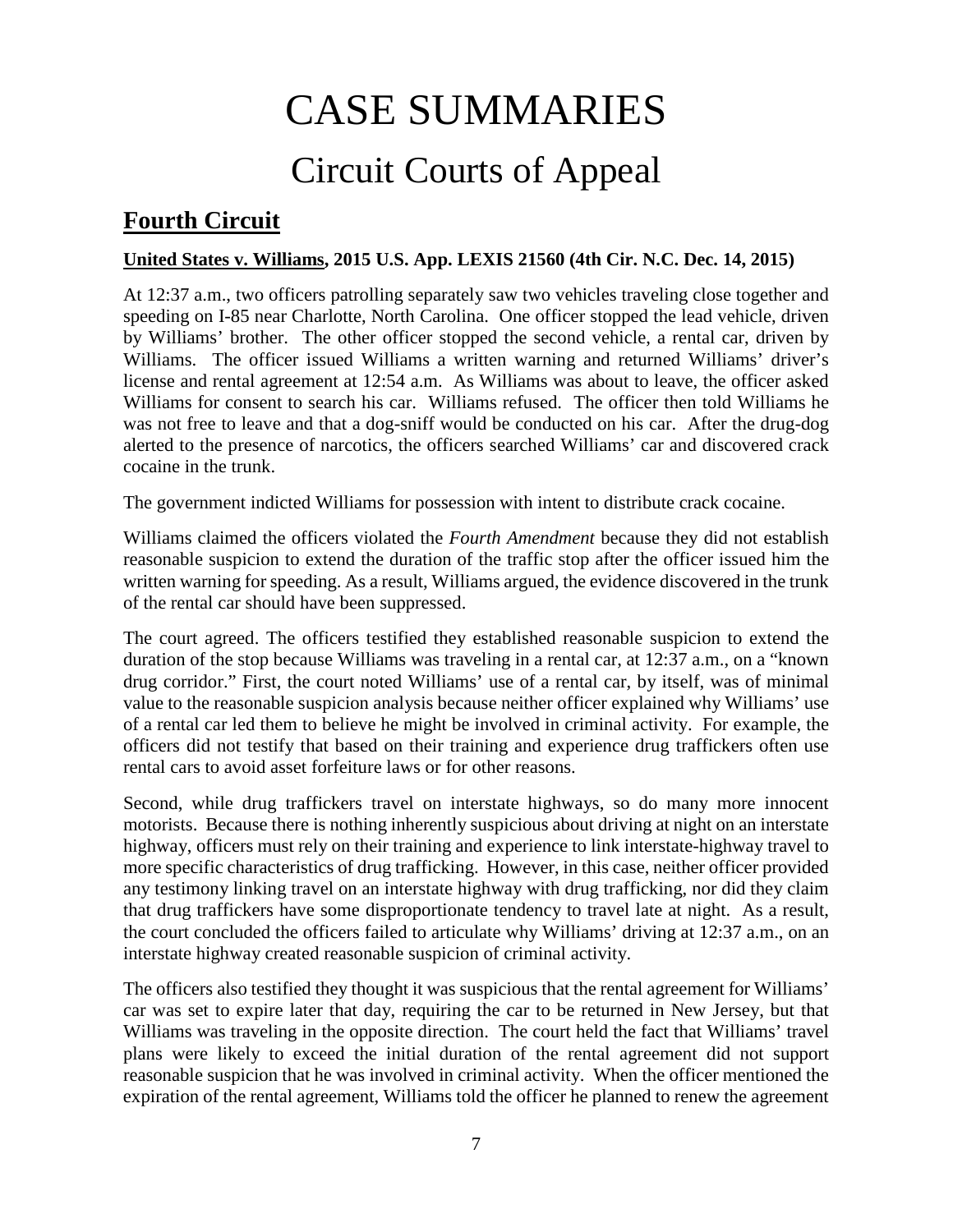# CASE SUMMARIES

## Circuit Courts of Appeal

## Fourth Circuit

**United States v. Williams, 2015 U.S. App. LEXIS 21560 (4th Cir. N.C. Dec. 14, 2015)**

At 12:37 a.m., two officers patrolling separately saw two vehicles traveling close together and speeding on I-85 near Charlotte, North Carolina. One officer stopped the lead vehicle, driven by Williams' brother. The other officer stopped the second vehicle, a rental car, driven by Williams. The officer issued Williams a written warning and returned Williams' driver's license and rental agreement at 12:54 a.m. As Williams was about to leave, the officer asked Williams for consent to search his car. Williams refused. The officer then told Williams he was not free to leave and that a dog-sniff would be conducted on his car. After the drug-dog alerted to the presence of narcotics, the officers searched Williams' car and discovered crack cocaine in the trunk.

The government indicted Williams for possession with intent to distribute crack cocaine.

Williams claimed the officers violated the *Fourth Amendment* because they did not establish reasonable suspicion to extend the duration of the traffic stop after the officer issued him the written warning for speeding. As a result, Williams argued, the evidence discovered in the trunk of the rental car should have been suppressed.

The court agreed. The officers testified they established reasonable suspicion to extend the duration of the stop because Williams was traveling in a rental car, at 12:37 a.m., on a "known drug corridor." First, the court noted Williams' use of a rental car, by itself, was of minimal value to the reasonable suspicion analysis because neither officer explained why Williams' use of a rental car led them to believe he might be involved in criminal activity. For example, the officers did not testify that based on their training and experience drug traffickers often use rental cars to avoid asset forfeiture laws or for other reasons.

Second, while drug traffickers travel on interstate highways, so do many more innocent motorists. Because there is nothing inherently suspicious about driving at night on an interstate highway, officers must rely on their training and experience to link interstate-highway travel to more specific characteristics of drug trafficking. However, in this case, neither officer provided any testimony linking travel on an interstate highway with drug trafficking, nor did they claim that drug traffickers have some disproportionate tendency to travel late at night. As a result, the court concluded the officers failed to articulate why Williams' driving at 12:37 a.m., on an interstate highway created reasonable suspicion of criminal activity.

The officers also testified they thought it was suspicious that the rental agreement for Williams' car was set to expire later that day, requiring the car to be returned in New Jersey, but that Williams was traveling in the opposite direction. The court held the fact that Williams' travel plans were likely to exceed the initial duration of the rental agreement did not support reasonable suspicion that he was involved in criminal activity. When the officer mentioned the expiration of the rental agreement, Williams told the officer he planned to renew the agreement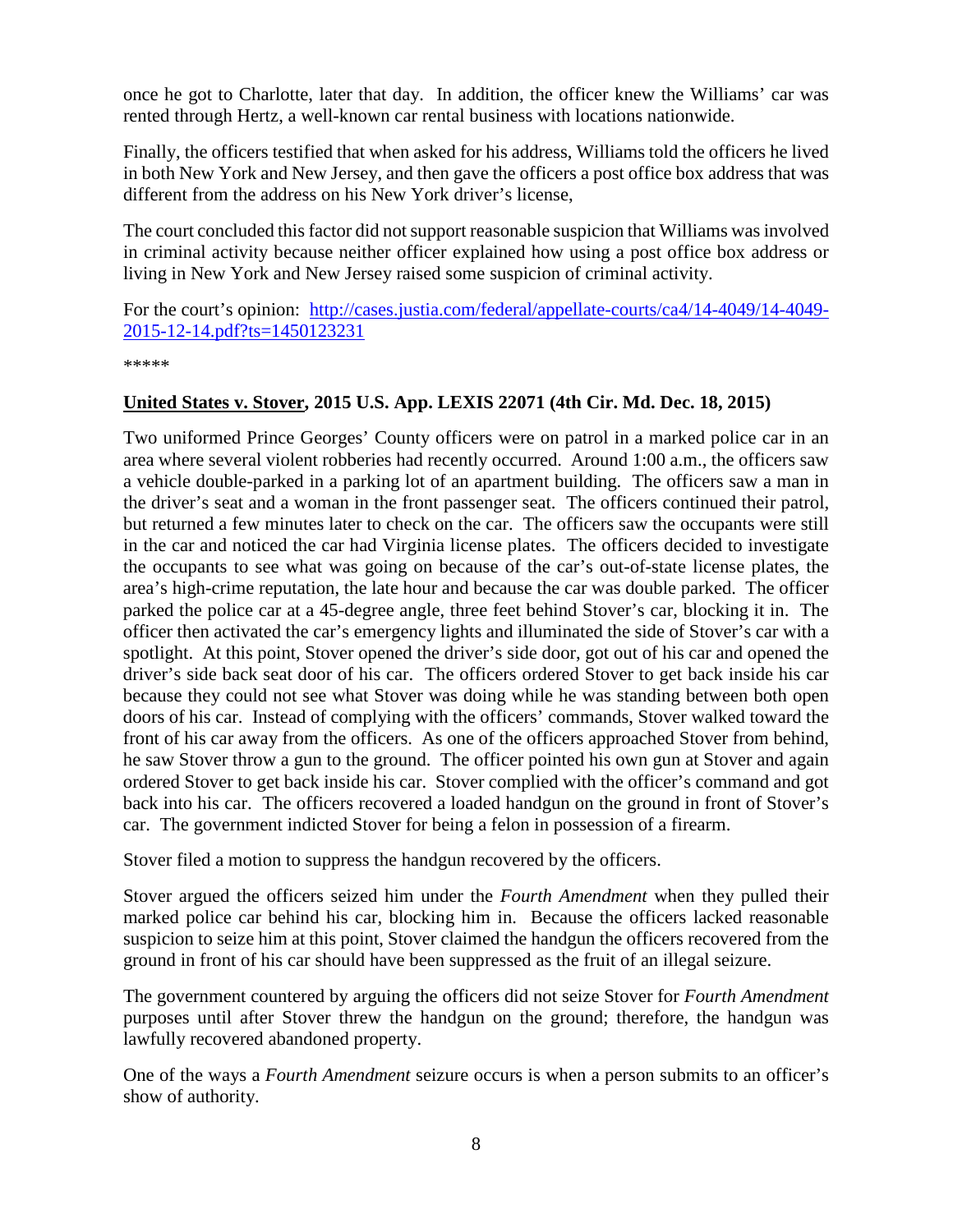once he got to Charlotte, later that day. In addition, the officer knew the Williams' car was rented through Hertz, a well-known car rental business with locations nationwide.

Finally, the officers testified that when asked for his address, Williams told the officers he lived in both New York and New Jersey, and then gave the officers a post office box address that was different from the address on his New York driver's license,

The court concluded this factor did not support reasonable suspicion that Williams was involved in criminal activity because neither officer explained how using a post office box address or living in New York and New Jersey raised some suspicion of criminal activity.

For the court's opinion: [http://cases.justia.com/federal/appellate-courts/ca4/14-4049/14-4049-2015-12-14.pdf?ts=1450123231](http://cases.justia.com/federal/appellate-courts/ca4/14-4049/14-4049-2015-12-14.pdf?ts=1450123231)

*****

**United States v. Stover, 2015 U.S. App. LEXIS 22071 (4th Cir. Md. Dec. 18, 2015)**

Two uniformed Prince Georges' County officers were on patrol in a marked police car in an area where several violent robberies had recently occurred. Around 1:00 a.m., the officers saw a vehicle double-parked in a parking lot of an apartment building. The officers saw a man in the driver's seat and a woman in the front passenger seat. The officers continued their patrol, but returned a few minutes later to check on the car. The officers saw the occupants were still in the car and noticed the car had Virginia license plates. The officers decided to investigate the occupants to see what was going on because of the car's out-of-state license plates, the area's high-crime reputation, the late hour and because the car was double parked. The officer parked the police car at a 45-degree angle, three feet behind Stover's car, blocking it in. The officer then activated the car's emergency lights and illuminated the side of Stover's car with a spotlight. At this point, Stover opened the driver's side door, got out of his car and opened the driver's side back seat door of his car. The officers ordered Stover to get back inside his car because they could not see what Stover was doing while he was standing between both open doors of his car. Instead of complying with the officers' commands, Stover walked toward the front of his car away from the officers. As one of the officers approached Stover from behind, he saw Stover throw a gun to the ground. The officer pointed his own gun at Stover and again ordered Stover to get back inside his car. Stover complied with the officer's command and got back into his car. The officers recovered a loaded handgun on the ground in front of Stover's car. The government indicted Stover for being a felon in possession of a firearm.

Stover filed a motion to suppress the handgun recovered by the officers.

Stover argued the officers seized him under the *Fourth Amendment* when they pulled their marked police car behind his car, blocking him in. Because the officers lacked reasonable suspicion to seize him at this point, Stover claimed the handgun the officers recovered from the ground in front of his car should have been suppressed as the fruit of an illegal seizure.

The government countered by arguing the officers did not seize Stover for *Fourth Amendment* purposes until after Stover threw the handgun on the ground; therefore, the handgun was lawfully recovered abandoned property.

One of the ways a *Fourth Amendment* seizure occurs is when a person submits to an officer's show of authority.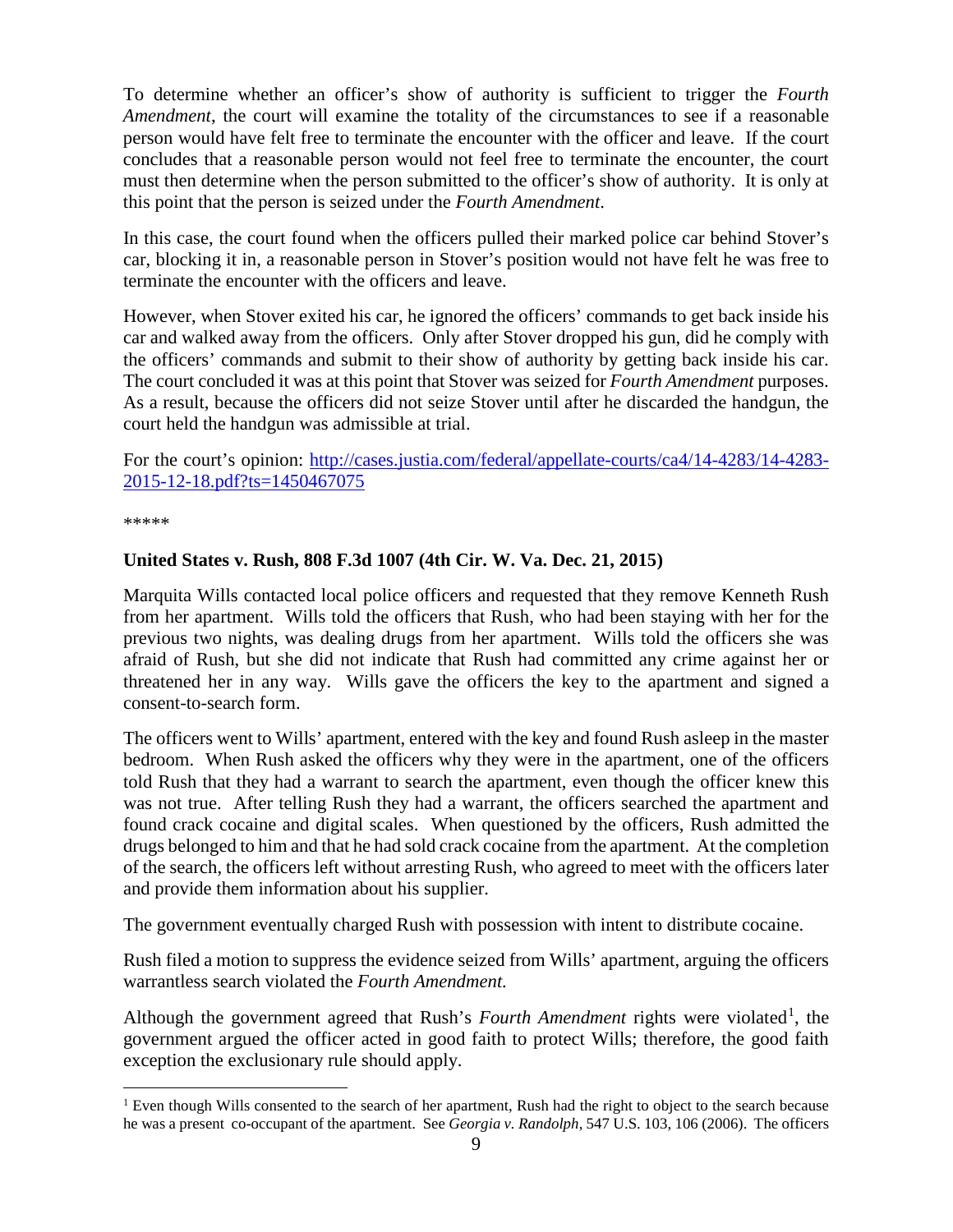To determine whether an officer's show of authority is sufficient to trigger the *Fourth Amendment*, the court will examine the totality of the circumstances to see if a reasonable person would have felt free to terminate the encounter with the officer and leave. If the court concludes that a reasonable person would not feel free to terminate the encounter, the court must then determine when the person submitted to the officer's show of authority. It is only at this point that the person is seized under the *Fourth Amendment*.

In this case, the court found when the officers pulled their marked police car behind Stover's car, blocking it in, a reasonable person in Stover's position would not have felt he was free to terminate the encounter with the officers and leave.

However, when Stover exited his car, he ignored the officers' commands to get back inside his car and walked away from the officers. Only after Stover dropped his gun, did he comply with the officers' commands and submit to their show of authority by getting back inside his car. The court concluded it was at this point that Stover was seized for *Fourth Amendment* purposes. As a result, because the officers did not seize Stover until after he discarded the handgun, the court held the handgun was admissible at trial.

For the court's opinion: [http://cases.justia.com/federal/appellate-courts/ca4/14-4283/14-4283-2015-12-18.pdf?ts=1450467075](http://cases.justia.com/federal/appellate-courts/ca4/14-4283/14-4283-2015-12-18.pdf?ts=1450467075)

*****

**United States v. Rush, 808 F.3d 1007 (4th Cir. W. Va. Dec. 21, 2015)**

Marquita Wills contacted local police officers and requested that they remove Kenneth Rush from her apartment. Wills told the officers that Rush, who had been staying with her for the previous two nights, was dealing drugs from her apartment. Wills told the officers she was afraid of Rush, but she did not indicate that Rush had committed any crime against her or threatened her in any way. Wills gave the officers the key to the apartment and signed a consent-to-search form.

The officers went to Wills' apartment, entered with the key and found Rush asleep in the master bedroom. When Rush asked the officers why they were in the apartment, one of the officers told Rush that they had a warrant to search the apartment, even though the officer knew this was not true. After telling Rush they had a warrant, the officers searched the apartment and found crack cocaine and digital scales. When questioned by the officers, Rush admitted the drugs belonged to him and that he had sold crack cocaine from the apartment. At the completion of the search, the officers left without arresting Rush, who agreed to meet with the officers later and provide them information about his supplier.

The government eventually charged Rush with possession with intent to distribute cocaine.

Rush filed a motion to suppress the evidence seized from Wills' apartment, arguing the officers warrantless search violated the *Fourth Amendment.*

Although the government agreed that Rush's *Fourth Amendment* rights were violated[1], the government argued the officer acted in good faith to protect Wills; therefore, the good faith exception the exclusionary rule should apply.

---

[1] Even though Wills consented to the search of her apartment, Rush had the right to object to the search because he was a present co-occupant of the apartment. See *Georgia v. Randolph*, 547 U.S. 103, 106 (2006). The officers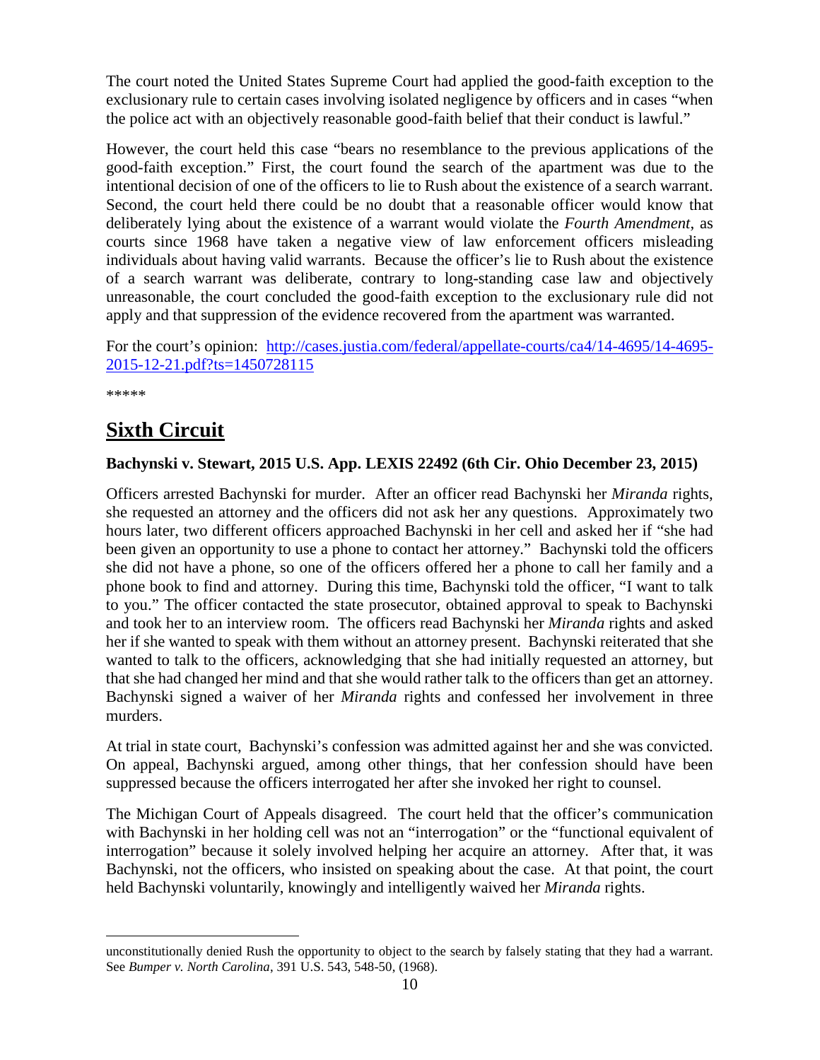The court noted the United States Supreme Court had applied the good-faith exception to the exclusionary rule to certain cases involving isolated negligence by officers and in cases "when the police act with an objectively reasonable good-faith belief that their conduct is lawful."

However, the court held this case "bears no resemblance to the previous applications of the good-faith exception." First, the court found the search of the apartment was due to the intentional decision of one of the officers to lie to Rush about the existence of a search warrant. Second, the court held there could be no doubt that a reasonable officer would know that deliberately lying about the existence of a warrant would violate the *Fourth Amendment*, as courts since 1968 have taken a negative view of law enforcement officers misleading individuals about having valid warrants. Because the officer's lie to Rush about the existence of a search warrant was deliberate, contrary to long-standing case law and objectively unreasonable, the court concluded the good-faith exception to the exclusionary rule did not apply and that suppression of the evidence recovered from the apartment was warranted.

For the court's opinion: [http://cases.justia.com/federal/appellate-courts/ca4/14-4695/14-4695-2015-12-21.pdf?ts=1450728115](http://cases.justia.com/federal/appellate-courts/ca4/14-4695/14-4695-2015-12-21.pdf?ts=1450728115)

*****

## Sixth Circuit

**Bachynski v. Stewart, 2015 U.S. App. LEXIS 22492 (6th Cir. Ohio December 23, 2015)**

Officers arrested Bachynski for murder. After an officer read Bachynski her *Miranda* rights, she requested an attorney and the officers did not ask her any questions. Approximately two hours later, two different officers approached Bachynski in her cell and asked her if "she had been given an opportunity to use a phone to contact her attorney." Bachynski told the officers she did not have a phone, so one of the officers offered her a phone to call her family and a phone book to find and attorney. During this time, Bachynski told the officer, "I want to talk to you." The officer contacted the state prosecutor, obtained approval to speak to Bachynski and took her to an interview room. The officers read Bachynski her *Miranda* rights and asked her if she wanted to speak with them without an attorney present. Bachynski reiterated that she wanted to talk to the officers, acknowledging that she had initially requested an attorney, but that she had changed her mind and that she would rather talk to the officers than get an attorney. Bachynski signed a waiver of her *Miranda* rights and confessed her involvement in three murders.

At trial in state court, Bachynski's confession was admitted against her and she was convicted. On appeal, Bachynski argued, among other things, that her confession should have been suppressed because the officers interrogated her after she invoked her right to counsel.

The Michigan Court of Appeals disagreed. The court held that the officer's communication with Bachynski in her holding cell was not an "interrogation" or the "functional equivalent of interrogation" because it solely involved helping her acquire an attorney. After that, it was Bachynski, not the officers, who insisted on speaking about the case. At that point, the court held Bachynski voluntarily, knowingly and intelligently waived her *Miranda* rights.

unconstitutionally denied Rush the opportunity to object to the search by falsely stating that they had a warrant. See *Bumper v. North Carolina*, 391 U.S. 543, 548-50, (1968).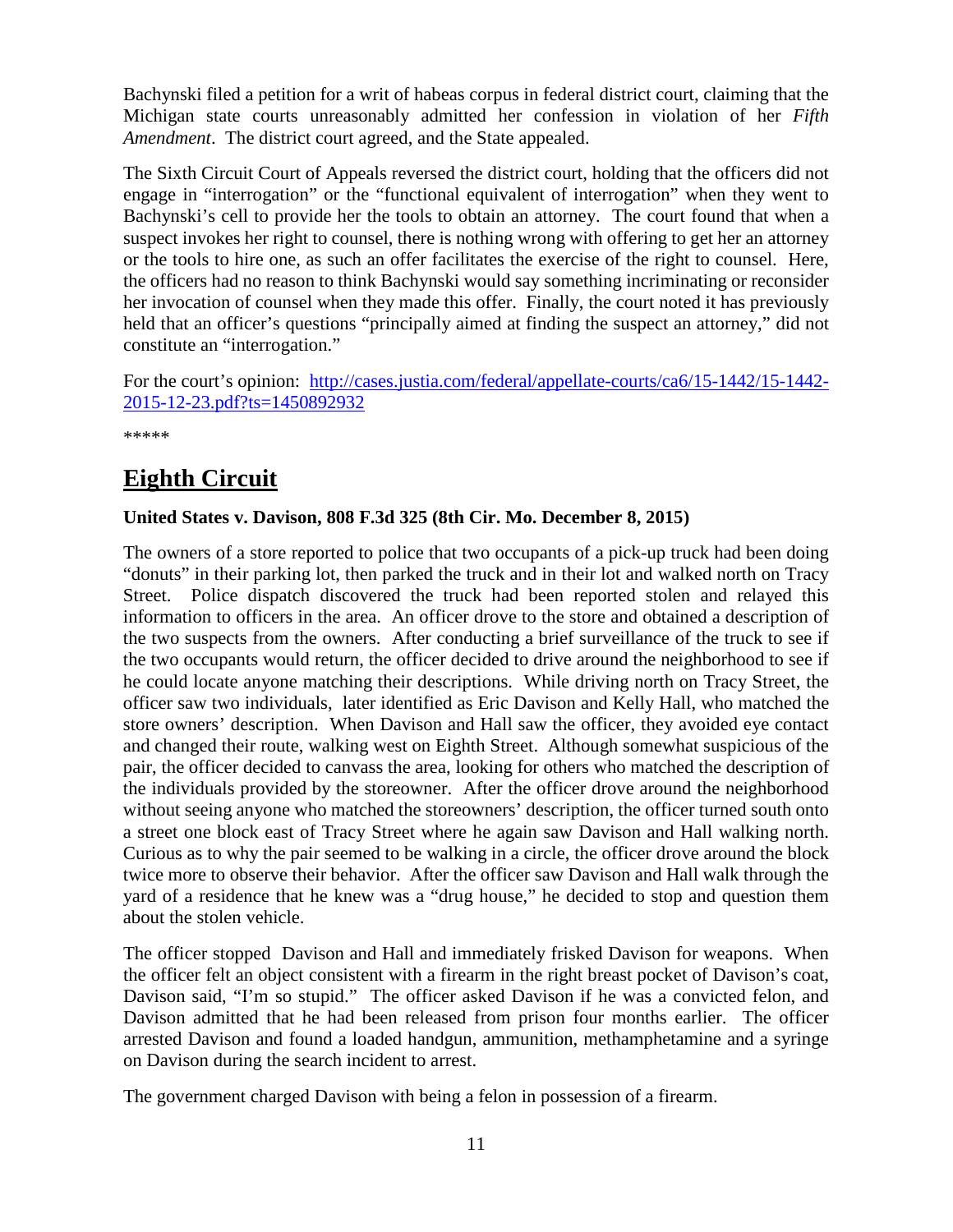Bachynski filed a petition for a writ of habeas corpus in federal district court, claiming that the Michigan state courts unreasonably admitted her confession in violation of her *Fifth Amendment*. The district court agreed, and the State appealed.

The Sixth Circuit Court of Appeals reversed the district court, holding that the officers did not engage in "interrogation" or the "functional equivalent of interrogation" when they went to Bachynski's cell to provide her the tools to obtain an attorney. The court found that when a suspect invokes her right to counsel, there is nothing wrong with offering to get her an attorney or the tools to hire one, as such an offer facilitates the exercise of the right to counsel. Here, the officers had no reason to think Bachynski would say something incriminating or reconsider her invocation of counsel when they made this offer. Finally, the court noted it has previously held that an officer's questions "principally aimed at finding the suspect an attorney," did not constitute an "interrogation."

For the court's opinion: [http://cases.justia.com/federal/appellate-courts/ca6/15-1442/15-1442-2015-12-23.pdf?ts=1450892932](http://cases.justia.com/federal/appellate-courts/ca6/15-1442/15-1442-2015-12-23.pdf?ts=1450892932)

*****

# Eighth Circuit

**United States v. Davison, 808 F.3d 325 (8th Cir. Mo. December 8, 2015)**

The owners of a store reported to police that two occupants of a pick-up truck had been doing "donuts" in their parking lot, then parked the truck and in their lot and walked north on Tracy Street. Police dispatch discovered the truck had been reported stolen and relayed this information to officers in the area. An officer drove to the store and obtained a description of the two suspects from the owners. After conducting a brief surveillance of the truck to see if the two occupants would return, the officer decided to drive around the neighborhood to see if he could locate anyone matching their descriptions. While driving north on Tracy Street, the officer saw two individuals, later identified as Eric Davison and Kelly Hall, who matched the store owners' description. When Davison and Hall saw the officer, they avoided eye contact and changed their route, walking west on Eighth Street. Although somewhat suspicious of the pair, the officer decided to canvass the area, looking for others who matched the description of the individuals provided by the storeowner. After the officer drove around the neighborhood without seeing anyone who matched the storeowners' description, the officer turned south onto a street one block east of Tracy Street where he again saw Davison and Hall walking north. Curious as to why the pair seemed to be walking in a circle, the officer drove around the block twice more to observe their behavior. After the officer saw Davison and Hall walk through the yard of a residence that he knew was a "drug house," he decided to stop and question them about the stolen vehicle.

The officer stopped Davison and Hall and immediately frisked Davison for weapons. When the officer felt an object consistent with a firearm in the right breast pocket of Davison's coat, Davison said, "I'm so stupid." The officer asked Davison if he was a convicted felon, and Davison admitted that he had been released from prison four months earlier. The officer arrested Davison and found a loaded handgun, ammunition, methamphetamine and a syringe on Davison during the search incident to arrest.

The government charged Davison with being a felon in possession of a firearm.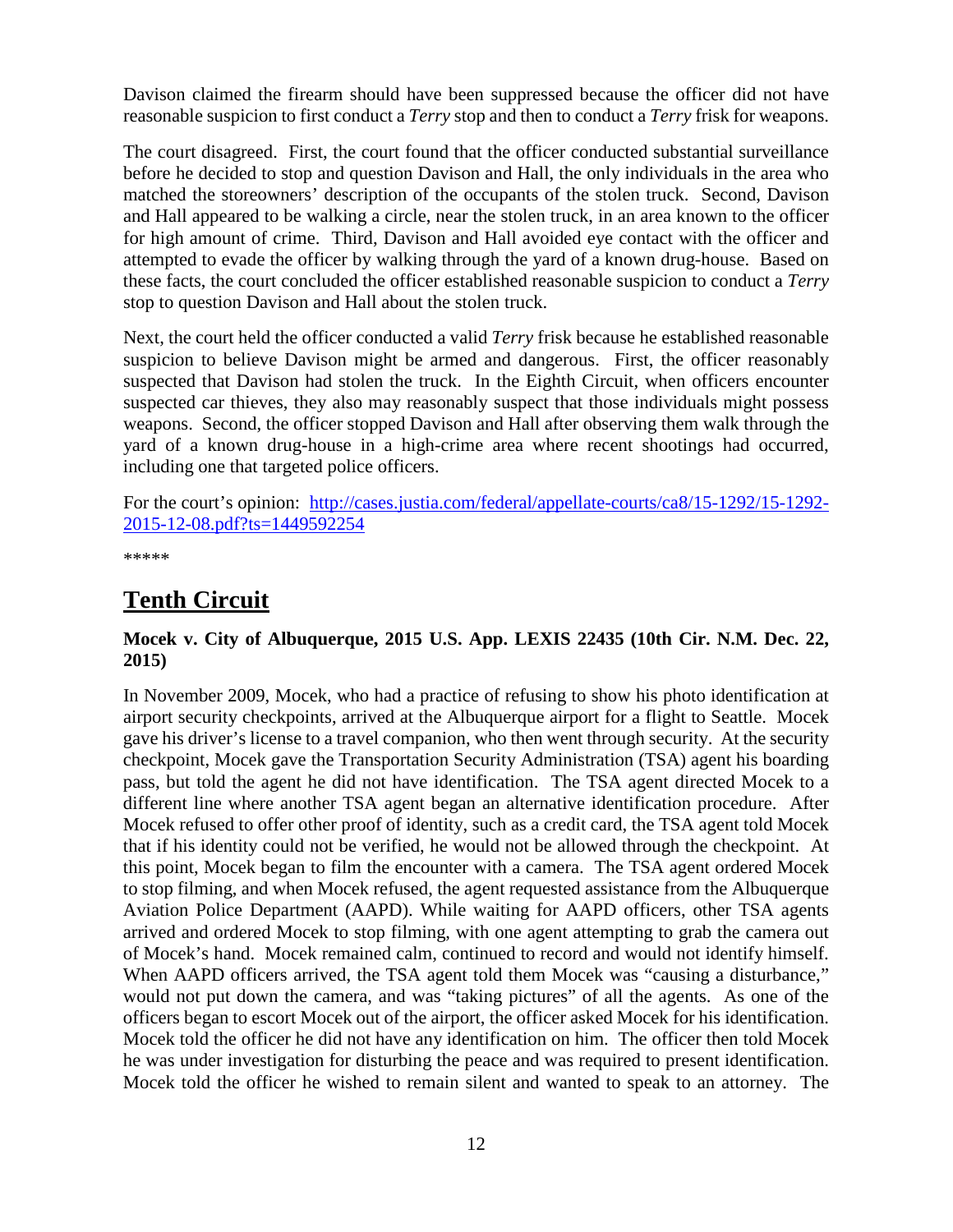Davison claimed the firearm should have been suppressed because the officer did not have reasonable suspicion to first conduct a *Terry* stop and then to conduct a *Terry* frisk for weapons.

The court disagreed. First, the court found that the officer conducted substantial surveillance before he decided to stop and question Davison and Hall, the only individuals in the area who matched the storeowners' description of the occupants of the stolen truck. Second, Davison and Hall appeared to be walking a circle, near the stolen truck, in an area known to the officer for high amount of crime. Third, Davison and Hall avoided eye contact with the officer and attempted to evade the officer by walking through the yard of a known drug-house. Based on these facts, the court concluded the officer established reasonable suspicion to conduct a *Terry* stop to question Davison and Hall about the stolen truck.

Next, the court held the officer conducted a valid *Terry* frisk because he established reasonable suspicion to believe Davison might be armed and dangerous. First, the officer reasonably suspected that Davison had stolen the truck. In the Eighth Circuit, when officers encounter suspected car thieves, they also may reasonably suspect that those individuals might possess weapons. Second, the officer stopped Davison and Hall after observing them walk through the yard of a known drug-house in a high-crime area where recent shootings had occurred, including one that targeted police officers.

For the court's opinion: [http://cases.justia.com/federal/appellate-courts/ca8/15-1292/15-1292-2015-12-08.pdf?ts=1449592254](http://cases.justia.com/federal/appellate-courts/ca8/15-1292/15-1292-2015-12-08.pdf?ts=1449592254)

*****

## Tenth Circuit

**Mocek v. City of Albuquerque, 2015 U.S. App. LEXIS 22435 (10th Cir. N.M. Dec. 22, 2015)**

In November 2009, Mocek, who had a practice of refusing to show his photo identification at airport security checkpoints, arrived at the Albuquerque airport for a flight to Seattle. Mocek gave his driver's license to a travel companion, who then went through security. At the security checkpoint, Mocek gave the Transportation Security Administration (TSA) agent his boarding pass, but told the agent he did not have identification. The TSA agent directed Mocek to a different line where another TSA agent began an alternative identification procedure. After Mocek refused to offer other proof of identity, such as a credit card, the TSA agent told Mocek that if his identity could not be verified, he would not be allowed through the checkpoint. At this point, Mocek began to film the encounter with a camera. The TSA agent ordered Mocek to stop filming, and when Mocek refused, the agent requested assistance from the Albuquerque Aviation Police Department (AAPD). While waiting for AAPD officers, other TSA agents arrived and ordered Mocek to stop filming, with one agent attempting to grab the camera out of Mocek's hand. Mocek remained calm, continued to record and would not identify himself. When AAPD officers arrived, the TSA agent told them Mocek was "causing a disturbance," would not put down the camera, and was "taking pictures" of all the agents. As one of the officers began to escort Mocek out of the airport, the officer asked Mocek for his identification. Mocek told the officer he did not have any identification on him. The officer then told Mocek he was under investigation for disturbing the peace and was required to present identification. Mocek told the officer he wished to remain silent and wanted to speak to an attorney. The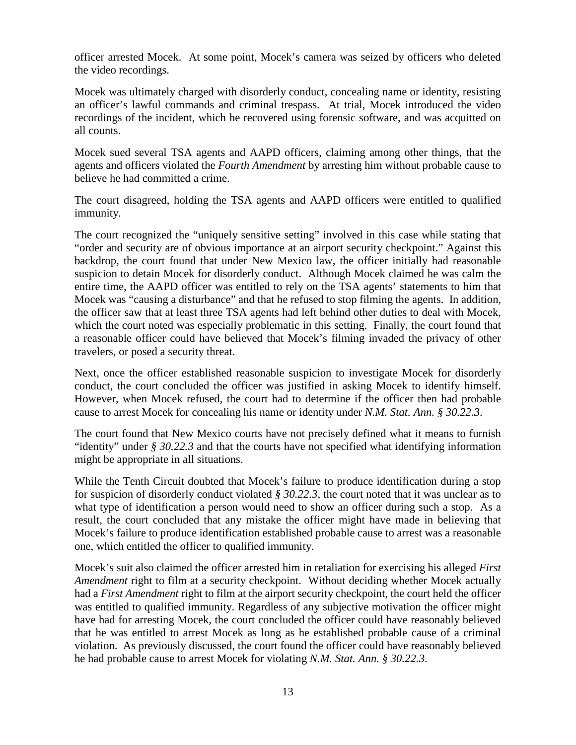officer arrested Mocek. At some point, Mocek's camera was seized by officers who deleted the video recordings.

Mocek was ultimately charged with disorderly conduct, concealing name or identity, resisting an officer's lawful commands and criminal trespass. At trial, Mocek introduced the video recordings of the incident, which he recovered using forensic software, and was acquitted on all counts.

Mocek sued several TSA agents and AAPD officers, claiming among other things, that the agents and officers violated the *Fourth Amendment* by arresting him without probable cause to believe he had committed a crime.

The court disagreed, holding the TSA agents and AAPD officers were entitled to qualified immunity.

The court recognized the "uniquely sensitive setting" involved in this case while stating that "order and security are of obvious importance at an airport security checkpoint." Against this backdrop, the court found that under New Mexico law, the officer initially had reasonable suspicion to detain Mocek for disorderly conduct. Although Mocek claimed he was calm the entire time, the AAPD officer was entitled to rely on the TSA agents' statements to him that Mocek was "causing a disturbance" and that he refused to stop filming the agents. In addition, the officer saw that at least three TSA agents had left behind other duties to deal with Mocek, which the court noted was especially problematic in this setting. Finally, the court found that a reasonable officer could have believed that Mocek's filming invaded the privacy of other travelers, or posed a security threat.

Next, once the officer established reasonable suspicion to investigate Mocek for disorderly conduct, the court concluded the officer was justified in asking Mocek to identify himself. However, when Mocek refused, the court had to determine if the officer then had probable cause to arrest Mocek for concealing his name or identity under *N.M. Stat. Ann. § 30.22.3*.

The court found that New Mexico courts have not precisely defined what it means to furnish "identity" under *§ 30.22.3* and that the courts have not specified what identifying information might be appropriate in all situations.

While the Tenth Circuit doubted that Mocek's failure to produce identification during a stop for suspicion of disorderly conduct violated *§ 30.22.3*, the court noted that it was unclear as to what type of identification a person would need to show an officer during such a stop. As a result, the court concluded that any mistake the officer might have made in believing that Mocek's failure to produce identification established probable cause to arrest was a reasonable one, which entitled the officer to qualified immunity.

Mocek's suit also claimed the officer arrested him in retaliation for exercising his alleged *First Amendment* right to film at a security checkpoint. Without deciding whether Mocek actually had a *First Amendment* right to film at the airport security checkpoint, the court held the officer was entitled to qualified immunity. Regardless of any subjective motivation the officer might have had for arresting Mocek, the court concluded the officer could have reasonably believed that he was entitled to arrest Mocek as long as he established probable cause of a criminal violation. As previously discussed, the court found the officer could have reasonably believed he had probable cause to arrest Mocek for violating *N.M. Stat. Ann. § 30.22.3*.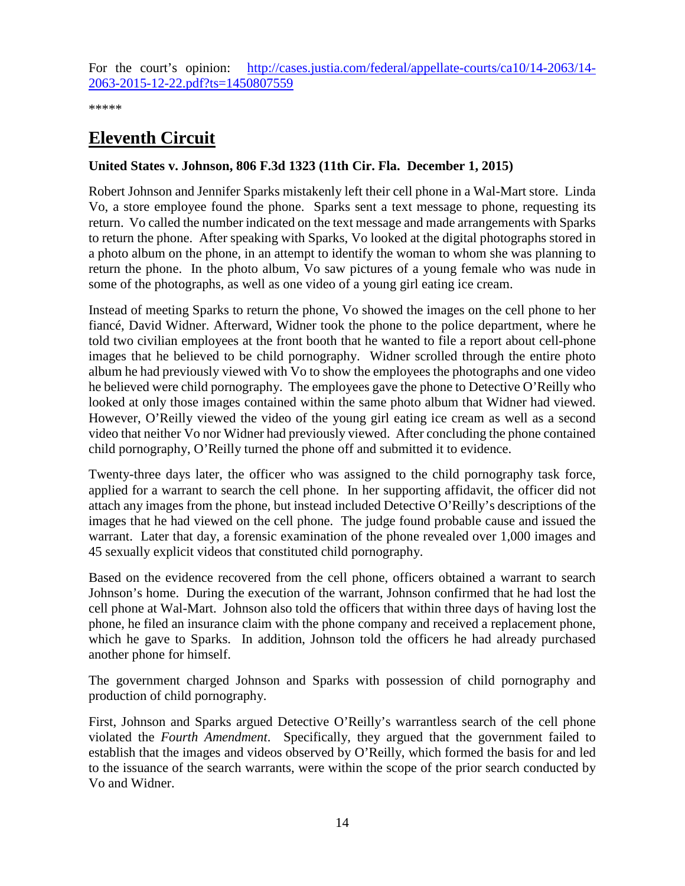For the court's opinion: [http://cases.justia.com/federal/appellate-courts/ca10/14-2063/14-2063-2015-12-22.pdf?ts=1450807559](http://cases.justia.com/federal/appellate-courts/ca10/14-2063/14-2063-2015-12-22.pdf?ts=1450807559)

*****

## Eleventh Circuit

**United States v. Johnson, 806 F.3d 1323 (11th Cir. Fla. December 1, 2015)**

Robert Johnson and Jennifer Sparks mistakenly left their cell phone in a Wal-Mart store. Linda Vo, a store employee found the phone. Sparks sent a text message to phone, requesting its return. Vo called the number indicated on the text message and made arrangements with Sparks to return the phone. After speaking with Sparks, Vo looked at the digital photographs stored in a photo album on the phone, in an attempt to identify the woman to whom she was planning to return the phone. In the photo album, Vo saw pictures of a young female who was nude in some of the photographs, as well as one video of a young girl eating ice cream.

Instead of meeting Sparks to return the phone, Vo showed the images on the cell phone to her fiancé, David Widner. Afterward, Widner took the phone to the police department, where he told two civilian employees at the front booth that he wanted to file a report about cell-phone images that he believed to be child pornography. Widner scrolled through the entire photo album he had previously viewed with Vo to show the employees the photographs and one video he believed were child pornography. The employees gave the phone to Detective O'Reilly who looked at only those images contained within the same photo album that Widner had viewed. However, O'Reilly viewed the video of the young girl eating ice cream as well as a second video that neither Vo nor Widner had previously viewed. After concluding the phone contained child pornography, O'Reilly turned the phone off and submitted it to evidence.

Twenty-three days later, the officer who was assigned to the child pornography task force, applied for a warrant to search the cell phone. In her supporting affidavit, the officer did not attach any images from the phone, but instead included Detective O'Reilly's descriptions of the images that he had viewed on the cell phone. The judge found probable cause and issued the warrant. Later that day, a forensic examination of the phone revealed over 1,000 images and 45 sexually explicit videos that constituted child pornography.

Based on the evidence recovered from the cell phone, officers obtained a warrant to search Johnson's home. During the execution of the warrant, Johnson confirmed that he had lost the cell phone at Wal-Mart. Johnson also told the officers that within three days of having lost the phone, he filed an insurance claim with the phone company and received a replacement phone, which he gave to Sparks. In addition, Johnson told the officers he had already purchased another phone for himself.

The government charged Johnson and Sparks with possession of child pornography and production of child pornography.

First, Johnson and Sparks argued Detective O'Reilly's warrantless search of the cell phone violated the *Fourth Amendment*. Specifically, they argued that the government failed to establish that the images and videos observed by O'Reilly, which formed the basis for and led to the issuance of the search warrants, were within the scope of the prior search conducted by Vo and Widner.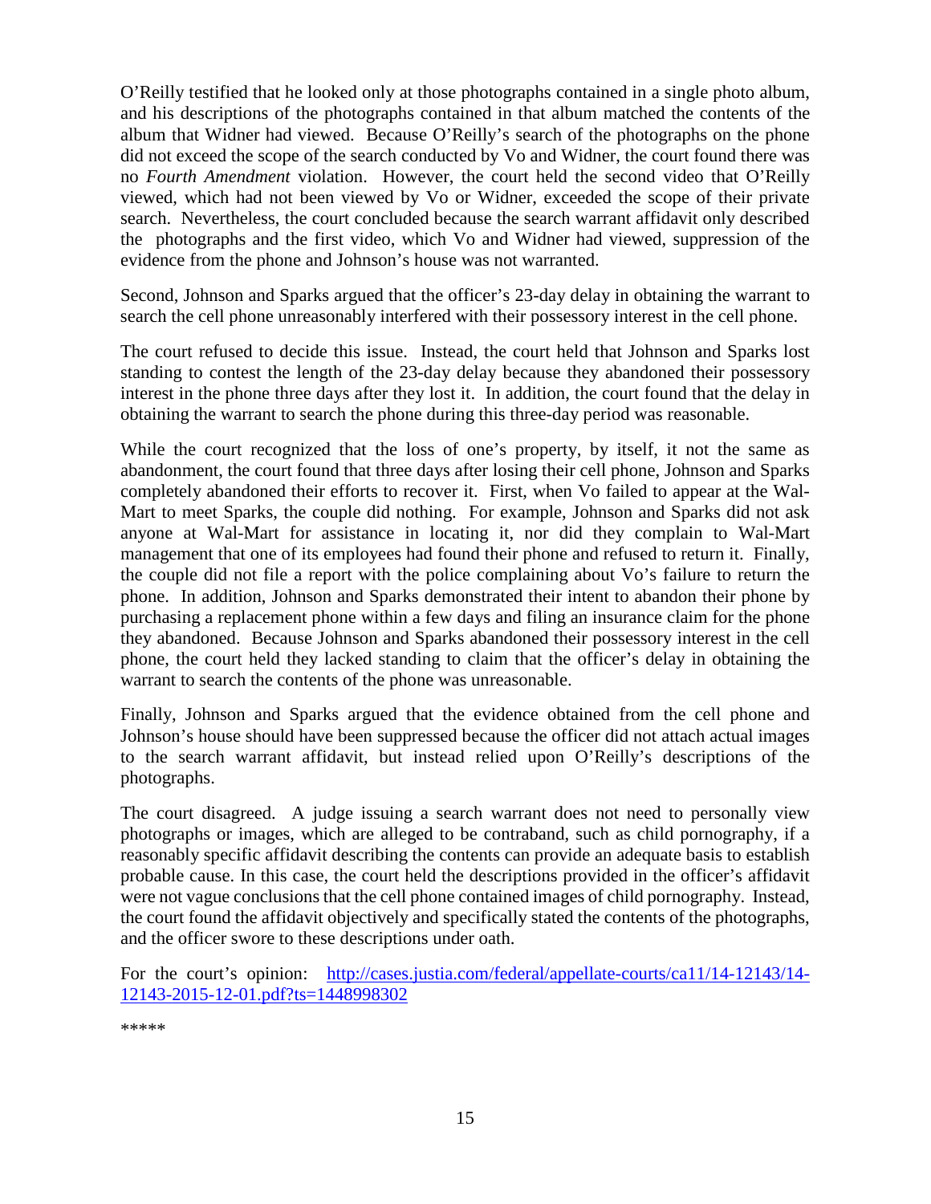O'Reilly testified that he looked only at those photographs contained in a single photo album, and his descriptions of the photographs contained in that album matched the contents of the album that Widner had viewed. Because O'Reilly's search of the photographs on the phone did not exceed the scope of the search conducted by Vo and Widner, the court found there was no *Fourth Amendment* violation. However, the court held the second video that O'Reilly viewed, which had not been viewed by Vo or Widner, exceeded the scope of their private search. Nevertheless, the court concluded because the search warrant affidavit only described the photographs and the first video, which Vo and Widner had viewed, suppression of the evidence from the phone and Johnson's house was not warranted.

Second, Johnson and Sparks argued that the officer's 23-day delay in obtaining the warrant to search the cell phone unreasonably interfered with their possessory interest in the cell phone.

The court refused to decide this issue. Instead, the court held that Johnson and Sparks lost standing to contest the length of the 23-day delay because they abandoned their possessory interest in the phone three days after they lost it. In addition, the court found that the delay in obtaining the warrant to search the phone during this three-day period was reasonable.

While the court recognized that the loss of one's property, by itself, it not the same as abandonment, the court found that three days after losing their cell phone, Johnson and Sparks completely abandoned their efforts to recover it. First, when Vo failed to appear at the Wal-Mart to meet Sparks, the couple did nothing. For example, Johnson and Sparks did not ask anyone at Wal-Mart for assistance in locating it, nor did they complain to Wal-Mart management that one of its employees had found their phone and refused to return it. Finally, the couple did not file a report with the police complaining about Vo's failure to return the phone. In addition, Johnson and Sparks demonstrated their intent to abandon their phone by purchasing a replacement phone within a few days and filing an insurance claim for the phone they abandoned. Because Johnson and Sparks abandoned their possessory interest in the cell phone, the court held they lacked standing to claim that the officer's delay in obtaining the warrant to search the contents of the phone was unreasonable.

Finally, Johnson and Sparks argued that the evidence obtained from the cell phone and Johnson's house should have been suppressed because the officer did not attach actual images to the search warrant affidavit, but instead relied upon O'Reilly's descriptions of the photographs.

The court disagreed. A judge issuing a search warrant does not need to personally view photographs or images, which are alleged to be contraband, such as child pornography, if a reasonably specific affidavit describing the contents can provide an adequate basis to establish probable cause. In this case, the court held the descriptions provided in the officer's affidavit were not vague conclusions that the cell phone contained images of child pornography. Instead, the court found the affidavit objectively and specifically stated the contents of the photographs, and the officer swore to these descriptions under oath.

For the court's opinion: [http://cases.justia.com/federal/appellate-courts/ca11/14-12143/14-12143-2015-12-01.pdf?ts=1448998302](http://cases.justia.com/federal/appellate-courts/ca11/14-12143/14-12143-2015-12-01.pdf?ts=1448998302)

*****